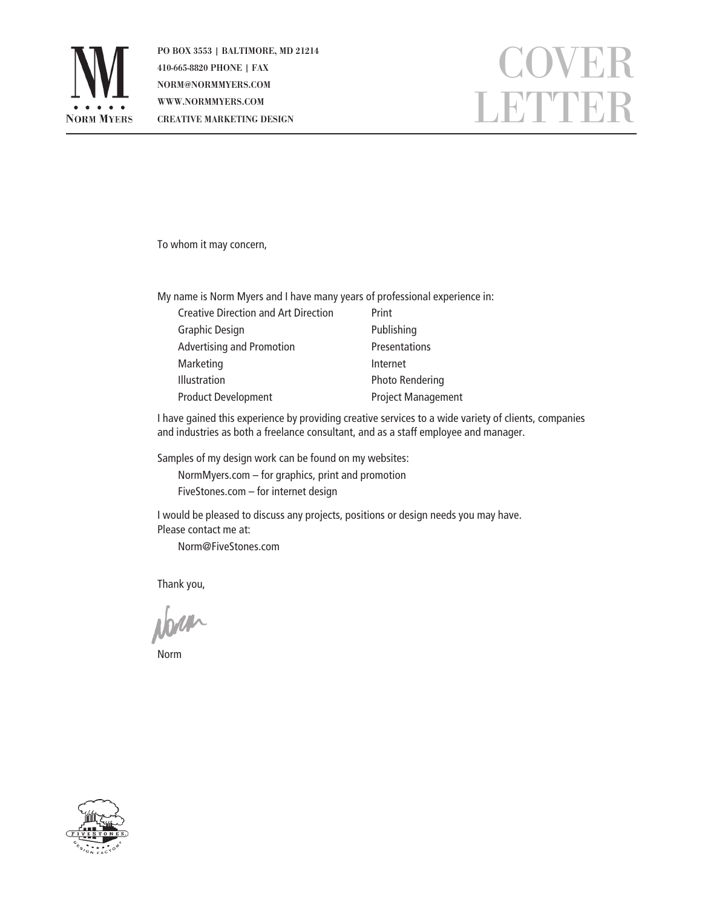**NORM MYERS**

PO BOX 3553 | BALTIMORE, MD 21214
410-665-8820 PHONE | FAX
NORM@NORMMYERS.COM
WWW.NORMMYERS.COM
CREATIVE MARKETING DESIGN

# COVER LETTER

To whom it may concern,

My name is Norm Myers and I have many years of professional experience in:

| | |
|---|---|
| Creative Direction and Art Direction | Print |
| Graphic Design | Publishing |
| Advertising and Promotion | Presentations |
| Marketing | Internet |
| Illustration | Photo Rendering |
| Product Development | Project Management |

I have gained this experience by providing creative services to a wide variety of clients, companies and industries as both a freelance consultant, and as a staff employee and manager.

Samples of my design work can be found on my websites:

NormMyers.com – for graphics, print and promotion
FiveStones.com – for internet design

I would be pleased to discuss any projects, positions or design needs you may have.
Please contact me at:

Norm@FiveStones.com

Thank you,

Norm

Norm

FIVESTONES DESIGN FACTORY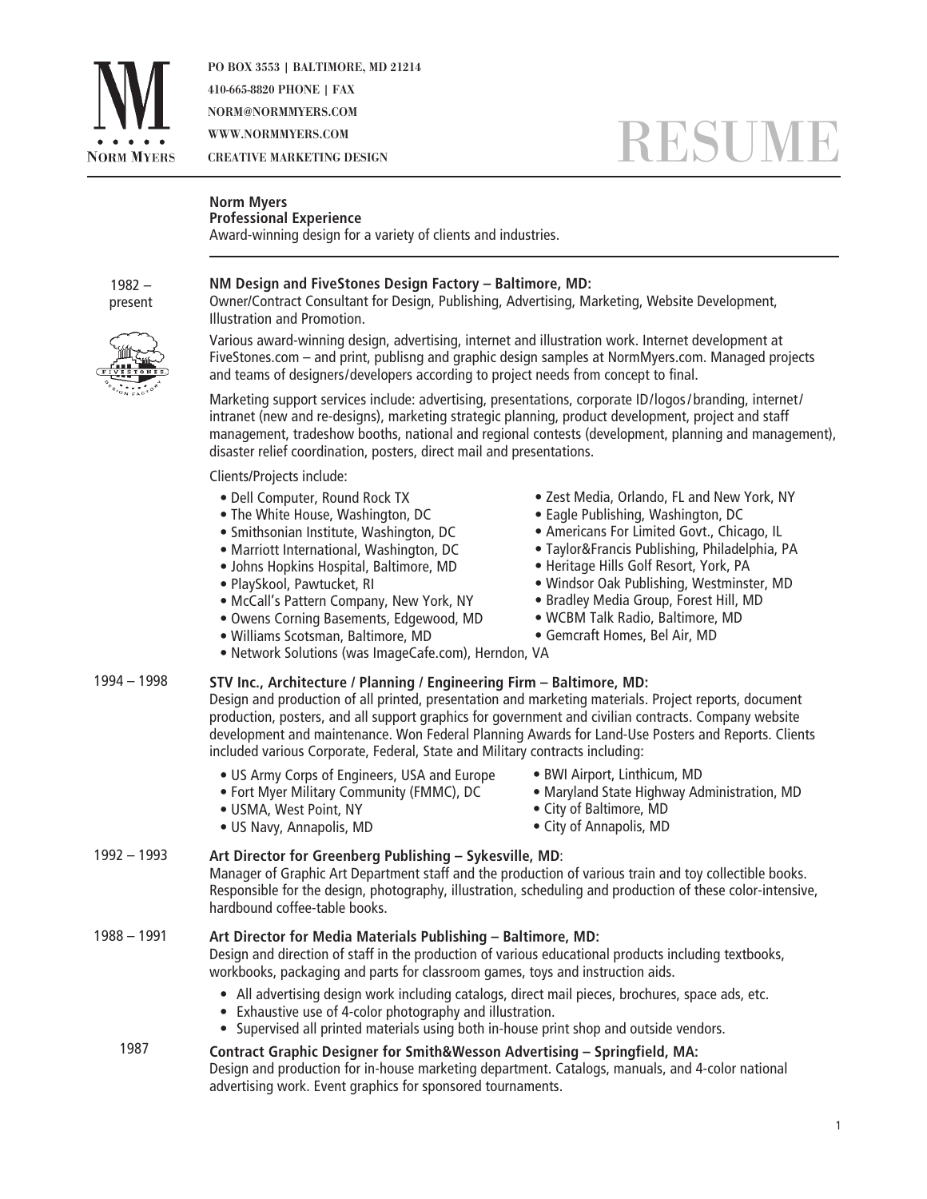PO BOX 3553 | BALTIMORE, MD 21214
410-665-8820 PHONE | FAX
NORM@NORMMYERS.COM
WWW.NORMMYERS.COM
CREATIVE MARKETING DESIGN

# RESUME

**Norm Myers**
**Professional Experience**
Award-winning design for a variety of clients and industries.

---

1982 – present

**NM Design and FiveStones Design Factory – Baltimore, MD:**
Owner/Contract Consultant for Design, Publishing, Advertising, Marketing, Website Development, Illustration and Promotion.

Various award-winning design, advertising, internet and illustration work. Internet development at FiveStones.com – and print, publisng and graphic design samples at NormMyers.com. Managed projects and teams of designers/developers according to project needs from concept to final.

Marketing support services include: advertising, presentations, corporate ID/logos/branding, internet/intranet (new and re-designs), marketing strategic planning, product development, project and staff management, tradeshow booths, national and regional contests (development, planning and management), disaster relief coordination, posters, direct mail and presentations.

Clients/Projects include:

- Dell Computer, Round Rock TX
- The White House, Washington, DC
- Smithsonian Institute, Washington, DC
- Marriott International, Washington, DC
- Johns Hopkins Hospital, Baltimore, MD
- PlaySkool, Pawtucket, RI
- McCall's Pattern Company, New York, NY
- Owens Corning Basements, Edgewood, MD
- Williams Scotsman, Baltimore, MD
- Network Solutions (was ImageCafe.com), Herndon, VA
- Zest Media, Orlando, FL and New York, NY
- Eagle Publishing, Washington, DC
- Americans For Limited Govt., Chicago, IL
- Taylor&Francis Publishing, Philadelphia, PA
- Heritage Hills Golf Resort, York, PA
- Windsor Oak Publishing, Westminster, MD
- Bradley Media Group, Forest Hill, MD
- WCBM Talk Radio, Baltimore, MD
- Gemcraft Homes, Bel Air, MD

1994 – 1998

**STV Inc., Architecture / Planning / Engineering Firm – Baltimore, MD:**
Design and production of all printed, presentation and marketing materials. Project reports, document production, posters, and all support graphics for government and civilian contracts. Company website development and maintenance. Won Federal Planning Awards for Land-Use Posters and Reports. Clients included various Corporate, Federal, State and Military contracts including:

- US Army Corps of Engineers, USA and Europe
- Fort Myer Military Community (FMMC), DC
- USMA, West Point, NY
- US Navy, Annapolis, MD
- BWI Airport, Linthicum, MD
- Maryland State Highway Administration, MD
- City of Baltimore, MD
- City of Annapolis, MD

1992 – 1993

**Art Director for Greenberg Publishing – Sykesville, MD**:
Manager of Graphic Art Department staff and the production of various train and toy collectible books. Responsible for the design, photography, illustration, scheduling and production of these color-intensive, hardbound coffee-table books.

1988 – 1991

**Art Director for Media Materials Publishing – Baltimore, MD:**
Design and direction of staff in the production of various educational products including textbooks, workbooks, packaging and parts for classroom games, toys and instruction aids.

- All advertising design work including catalogs, direct mail pieces, brochures, space ads, etc.
- Exhaustive use of 4-color photography and illustration.
- Supervised all printed materials using both in-house print shop and outside vendors.

1987

**Contract Graphic Designer for Smith&Wesson Advertising – Springfield, MA:**
Design and production for in-house marketing department. Catalogs, manuals, and 4-color national advertising work. Event graphics for sponsored tournaments.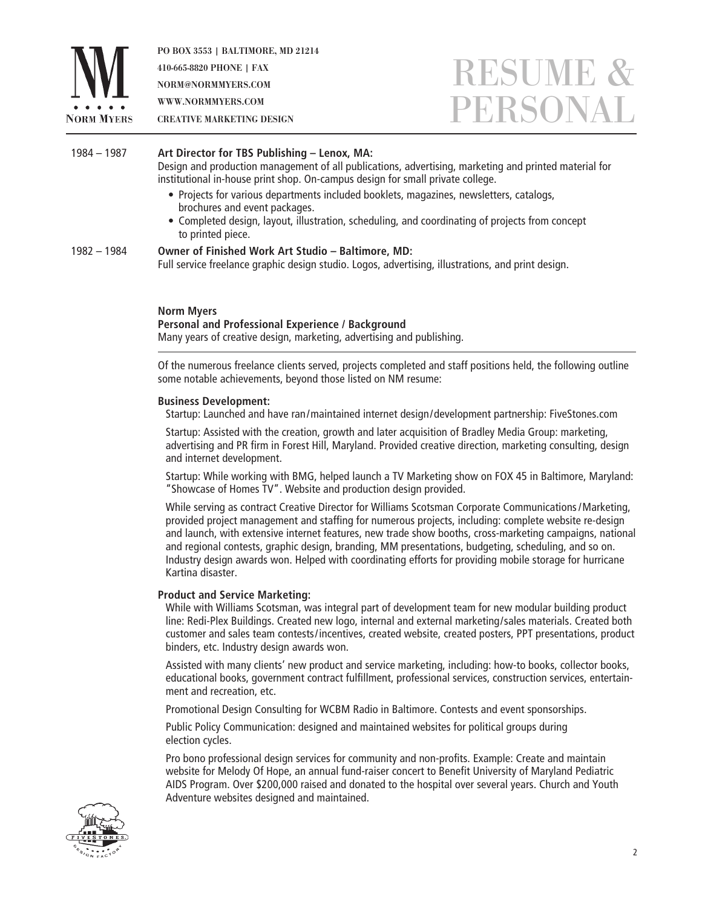**NM**
**NORM MYERS**

PO BOX 3553 | BALTIMORE, MD 21214
410-665-8820 PHONE | FAX
NORM@NORMMYERS.COM
WWW.NORMMYERS.COM
CREATIVE MARKETING DESIGN

# RESUME & PERSONAL

1984 – 1987 **Art Director for TBS Publishing – Lenox, MA:**
Design and production management of all publications, advertising, marketing and printed material for institutional in-house print shop. On-campus design for small private college.

- Projects for various departments included booklets, magazines, newsletters, catalogs, brochures and event packages.
- Completed design, layout, illustration, scheduling, and coordinating of projects from concept to printed piece.

1982 – 1984 **Owner of Finished Work Art Studio – Baltimore, MD:**
Full service freelance graphic design studio. Logos, advertising, illustrations, and print design.

**Norm Myers**
**Personal and Professional Experience / Background**
Many years of creative design, marketing, advertising and publishing.

---

Of the numerous freelance clients served, projects completed and staff positions held, the following outline some notable achievements, beyond those listed on NM resume:

**Business Development:**

Startup: Launched and have ran/maintained internet design/development partnership: FiveStones.com

Startup: Assisted with the creation, growth and later acquisition of Bradley Media Group: marketing, advertising and PR firm in Forest Hill, Maryland. Provided creative direction, marketing consulting, design and internet development.

Startup: While working with BMG, helped launch a TV Marketing show on FOX 45 in Baltimore, Maryland: "Showcase of Homes TV". Website and production design provided.

While serving as contract Creative Director for Williams Scotsman Corporate Communications/Marketing, provided project management and staffing for numerous projects, including: complete website re-design and launch, with extensive internet features, new trade show booths, cross-marketing campaigns, national and regional contests, graphic design, branding, MM presentations, budgeting, scheduling, and so on. Industry design awards won. Helped with coordinating efforts for providing mobile storage for hurricane Kartina disaster.

**Product and Service Marketing:**

While with Williams Scotsman, was integral part of development team for new modular building product line: Redi-Plex Buildings. Created new logo, internal and external marketing/sales materials. Created both customer and sales team contests/incentives, created website, created posters, PPT presentations, product binders, etc. Industry design awards won.

Assisted with many clients' new product and service marketing, including: how-to books, collector books, educational books, government contract fulfillment, professional services, construction services, entertainment and recreation, etc.

Promotional Design Consulting for WCBM Radio in Baltimore. Contests and event sponsorships.

Public Policy Communication: designed and maintained websites for political groups during election cycles.

Pro bono professional design services for community and non-profits. Example: Create and maintain website for Melody Of Hope, an annual fund-raiser concert to Benefit University of Maryland Pediatric AIDS Program. Over $200,000 raised and donated to the hospital over several years. Church and Youth Adventure websites designed and maintained.

FIVESTONES DESIGN FACTORY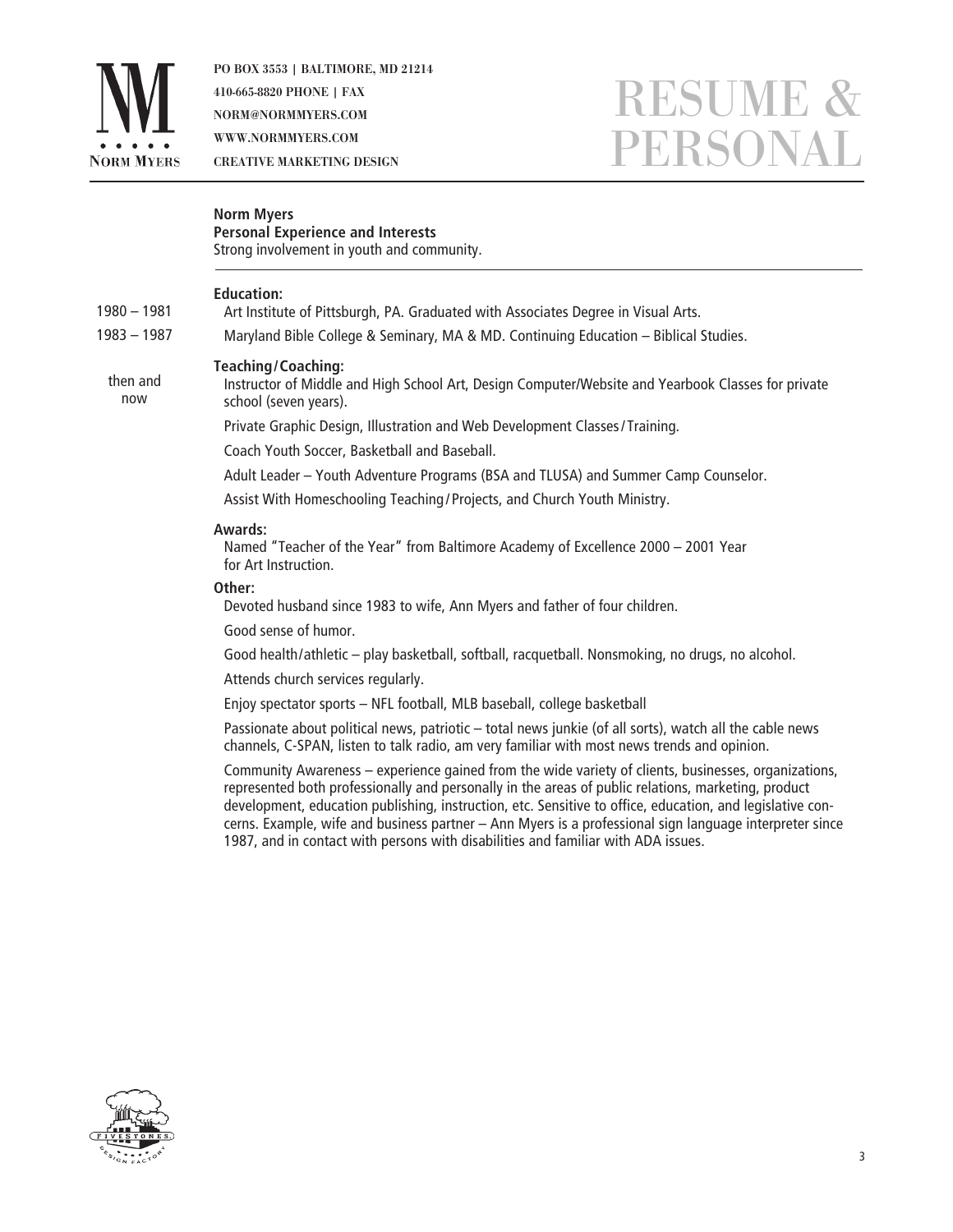PO BOX 3553 | BALTIMORE, MD 21214
410-665-8820 PHONE | FAX
NORM@NORMMYERS.COM
WWW.NORMMYERS.COM
CREATIVE MARKETING DESIGN

# RESUME & PERSONAL

**Norm Myers**
**Personal Experience and Interests**
Strong involvement in youth and community.

---

**Education:**

1980 – 1981 — Art Institute of Pittsburgh, PA. Graduated with Associates Degree in Visual Arts.

1983 – 1987 — Maryland Bible College & Seminary, MA & MD. Continuing Education – Biblical Studies.

**Teaching/Coaching:**

then and now — Instructor of Middle and High School Art, Design Computer/Website and Yearbook Classes for private school (seven years).

Private Graphic Design, Illustration and Web Development Classes/Training.

Coach Youth Soccer, Basketball and Baseball.

Adult Leader – Youth Adventure Programs (BSA and TLUSA) and Summer Camp Counselor.

Assist With Homeschooling Teaching/Projects, and Church Youth Ministry.

**Awards:**

Named "Teacher of the Year" from Baltimore Academy of Excellence 2000 – 2001 Year for Art Instruction.

**Other:**

Devoted husband since 1983 to wife, Ann Myers and father of four children.

Good sense of humor.

Good health/athletic – play basketball, softball, racquetball. Nonsmoking, no drugs, no alcohol.

Attends church services regularly.

Enjoy spectator sports – NFL football, MLB baseball, college basketball

Passionate about political news, patriotic – total news junkie (of all sorts), watch all the cable news channels, C-SPAN, listen to talk radio, am very familiar with most news trends and opinion.

Community Awareness – experience gained from the wide variety of clients, businesses, organizations, represented both professionally and personally in the areas of public relations, marketing, product development, education publishing, instruction, etc. Sensitive to office, education, and legislative concerns. Example, wife and business partner – Ann Myers is a professional sign language interpreter since 1987, and in contact with persons with disabilities and familiar with ADA issues.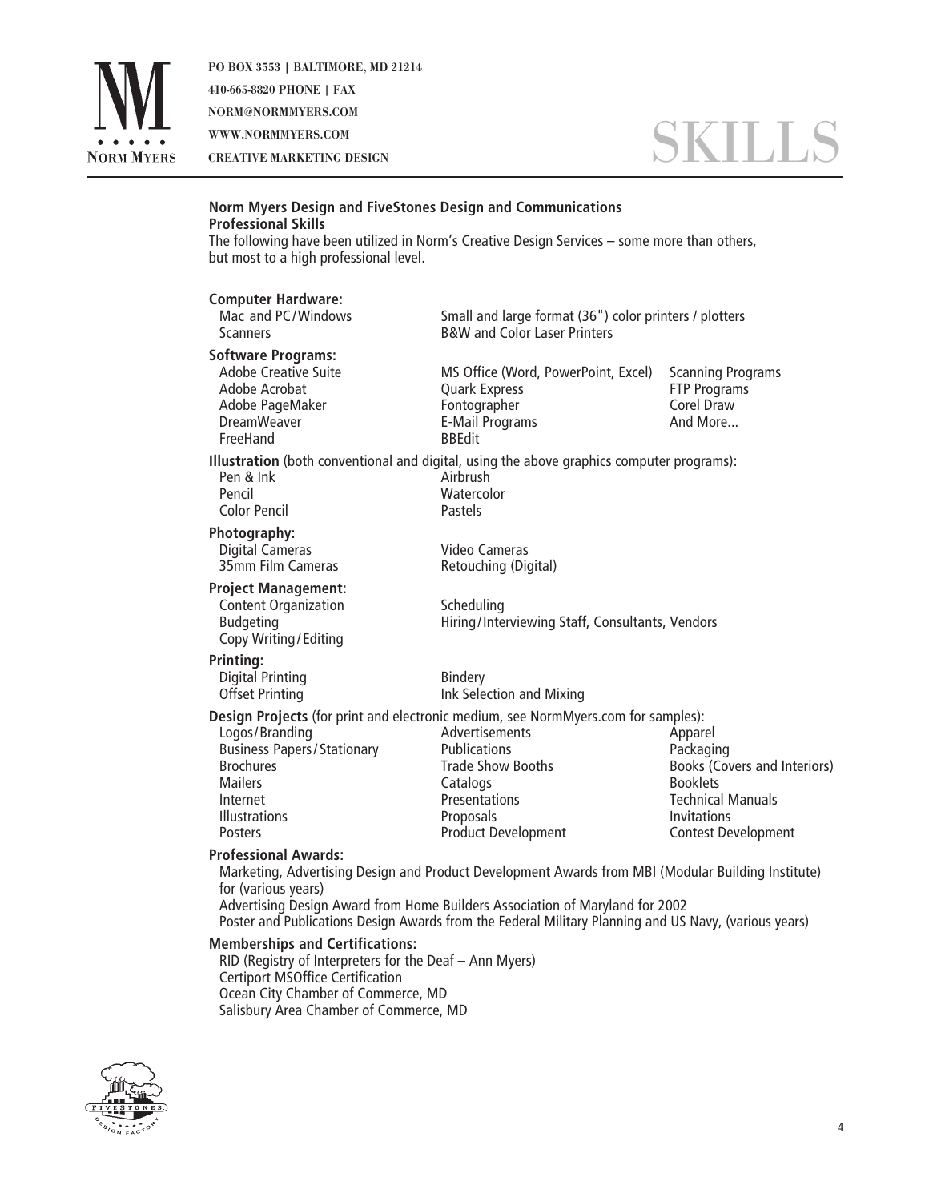PO BOX 3553 | BALTIMORE, MD 21214
410-665-8820 PHONE | FAX
NORM@NORMMYERS.COM
WWW.NORMMYERS.COM
CREATIVE MARKETING DESIGN

# SKILLS

**Norm Myers Design and FiveStones Design and Communications**
**Professional Skills**
The following have been utilized in Norm's Creative Design Services – some more than others, but most to a high professional level.

**Computer Hardware:**
- Mac and PC/Windows
- Scanners
- Small and large format (36") color printers / plotters
- B&W and Color Laser Printers

**Software Programs:**
- Adobe Creative Suite
- Adobe Acrobat
- Adobe PageMaker
- DreamWeaver
- FreeHand
- MS Office (Word, PowerPoint, Excel)
- Quark Express
- Fontographer
- E-Mail Programs
- BBEdit
- Scanning Programs
- FTP Programs
- Corel Draw
- And More...

**Illustration** (both conventional and digital, using the above graphics computer programs):
- Pen & Ink
- Pencil
- Color Pencil
- Airbrush
- Watercolor
- Pastels

**Photography:**
- Digital Cameras
- 35mm Film Cameras
- Video Cameras
- Retouching (Digital)

**Project Management:**
- Content Organization
- Budgeting
- Copy Writing/Editing
- Scheduling
- Hiring/Interviewing Staff, Consultants, Vendors

**Printing:**
- Digital Printing
- Offset Printing
- Bindery
- Ink Selection and Mixing

**Design Projects** (for print and electronic medium, see NormMyers.com for samples):
- Logos/Branding
- Business Papers/Stationary
- Brochures
- Mailers
- Internet
- Illustrations
- Posters
- Advertisements
- Publications
- Trade Show Booths
- Catalogs
- Presentations
- Proposals
- Product Development
- Apparel
- Packaging
- Books (Covers and Interiors)
- Booklets
- Technical Manuals
- Invitations
- Contest Development

**Professional Awards:**
- Marketing, Advertising Design and Product Development Awards from MBI (Modular Building Institute) for (various years)
- Advertising Design Award from Home Builders Association of Maryland for 2002
- Poster and Publications Design Awards from the Federal Military Planning and US Navy, (various years)

**Memberships and Certifications:**
- RID (Registry of Interpreters for the Deaf – Ann Myers)
- Certiport MSOffice Certification
- Ocean City Chamber of Commerce, MD
- Salisbury Area Chamber of Commerce, MD